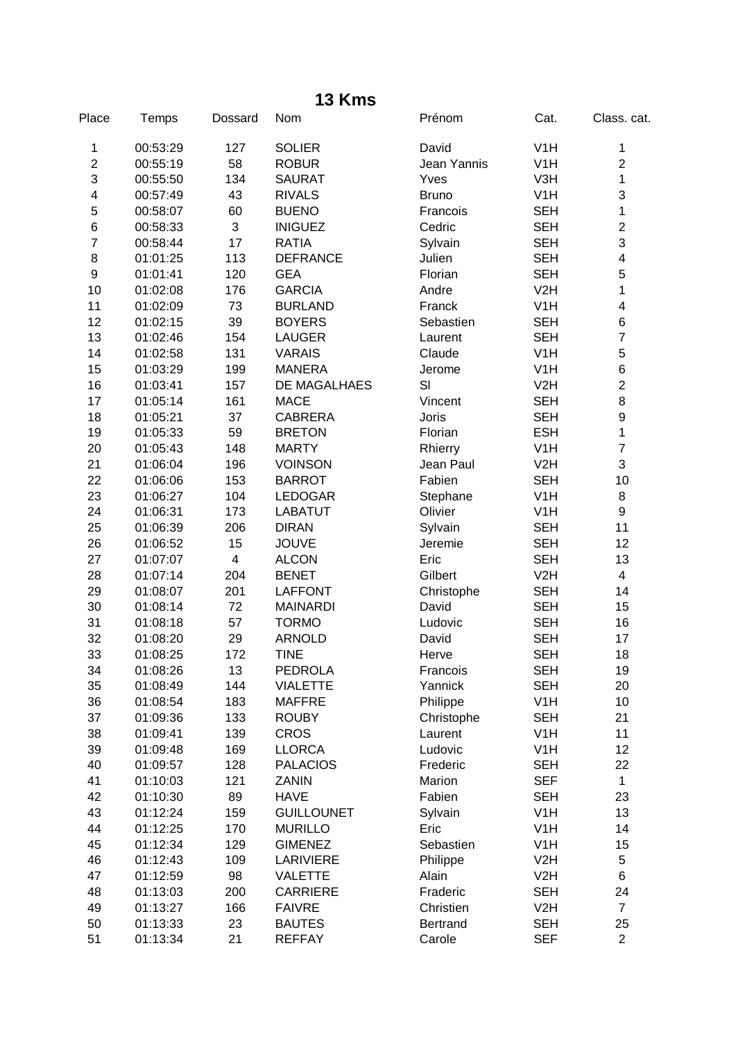# 13 Kms

| Place | Temps | Dossard | Nom | Prénom | Cat. | Class. cat. |
|---|---|---|---|---|---|---|
| 1 | 00:53:29 | 127 | SOLIER | David | V1H | 1 |
| 2 | 00:55:19 | 58 | ROBUR | Jean Yannis | V1H | 2 |
| 3 | 00:55:50 | 134 | SAURAT | Yves | V3H | 1 |
| 4 | 00:57:49 | 43 | RIVALS | Bruno | V1H | 3 |
| 5 | 00:58:07 | 60 | BUENO | Francois | SEH | 1 |
| 6 | 00:58:33 | 3 | INIGUEZ | Cedric | SEH | 2 |
| 7 | 00:58:44 | 17 | RATIA | Sylvain | SEH | 3 |
| 8 | 01:01:25 | 113 | DEFRANCE | Julien | SEH | 4 |
| 9 | 01:01:41 | 120 | GEA | Florian | SEH | 5 |
| 10 | 01:02:08 | 176 | GARCIA | Andre | V2H | 1 |
| 11 | 01:02:09 | 73 | BURLAND | Franck | V1H | 4 |
| 12 | 01:02:15 | 39 | BOYERS | Sebastien | SEH | 6 |
| 13 | 01:02:46 | 154 | LAUGER | Laurent | SEH | 7 |
| 14 | 01:02:58 | 131 | VARAIS | Claude | V1H | 5 |
| 15 | 01:03:29 | 199 | MANERA | Jerome | V1H | 6 |
| 16 | 01:03:41 | 157 | DE MAGALHAES | Sl | V2H | 2 |
| 17 | 01:05:14 | 161 | MACE | Vincent | SEH | 8 |
| 18 | 01:05:21 | 37 | CABRERA | Joris | SEH | 9 |
| 19 | 01:05:33 | 59 | BRETON | Florian | ESH | 1 |
| 20 | 01:05:43 | 148 | MARTY | Rhierry | V1H | 7 |
| 21 | 01:06:04 | 196 | VOINSON | Jean Paul | V2H | 3 |
| 22 | 01:06:06 | 153 | BARROT | Fabien | SEH | 10 |
| 23 | 01:06:27 | 104 | LEDOGAR | Stephane | V1H | 8 |
| 24 | 01:06:31 | 173 | LABATUT | Olivier | V1H | 9 |
| 25 | 01:06:39 | 206 | DIRAN | Sylvain | SEH | 11 |
| 26 | 01:06:52 | 15 | JOUVE | Jeremie | SEH | 12 |
| 27 | 01:07:07 | 4 | ALCON | Eric | SEH | 13 |
| 28 | 01:07:14 | 204 | BENET | Gilbert | V2H | 4 |
| 29 | 01:08:07 | 201 | LAFFONT | Christophe | SEH | 14 |
| 30 | 01:08:14 | 72 | MAINARDI | David | SEH | 15 |
| 31 | 01:08:18 | 57 | TORMO | Ludovic | SEH | 16 |
| 32 | 01:08:20 | 29 | ARNOLD | David | SEH | 17 |
| 33 | 01:08:25 | 172 | TINE | Herve | SEH | 18 |
| 34 | 01:08:26 | 13 | PEDROLA | Francois | SEH | 19 |
| 35 | 01:08:49 | 144 | VIALETTE | Yannick | SEH | 20 |
| 36 | 01:08:54 | 183 | MAFFRE | Philippe | V1H | 10 |
| 37 | 01:09:36 | 133 | ROUBY | Christophe | SEH | 21 |
| 38 | 01:09:41 | 139 | CROS | Laurent | V1H | 11 |
| 39 | 01:09:48 | 169 | LLORCA | Ludovic | V1H | 12 |
| 40 | 01:09:57 | 128 | PALACIOS | Frederic | SEH | 22 |
| 41 | 01:10:03 | 121 | ZANIN | Marion | SEF | 1 |
| 42 | 01:10:30 | 89 | HAVE | Fabien | SEH | 23 |
| 43 | 01:12:24 | 159 | GUILLOUNET | Sylvain | V1H | 13 |
| 44 | 01:12:25 | 170 | MURILLO | Eric | V1H | 14 |
| 45 | 01:12:34 | 129 | GIMENEZ | Sebastien | V1H | 15 |
| 46 | 01:12:43 | 109 | LARIVIERE | Philippe | V2H | 5 |
| 47 | 01:12:59 | 98 | VALETTE | Alain | V2H | 6 |
| 48 | 01:13:03 | 200 | CARRIERE | Fraderic | SEH | 24 |
| 49 | 01:13:27 | 166 | FAIVRE | Christien | V2H | 7 |
| 50 | 01:13:33 | 23 | BAUTES | Bertrand | SEH | 25 |
| 51 | 01:13:34 | 21 | REFFAY | Carole | SEF | 2 |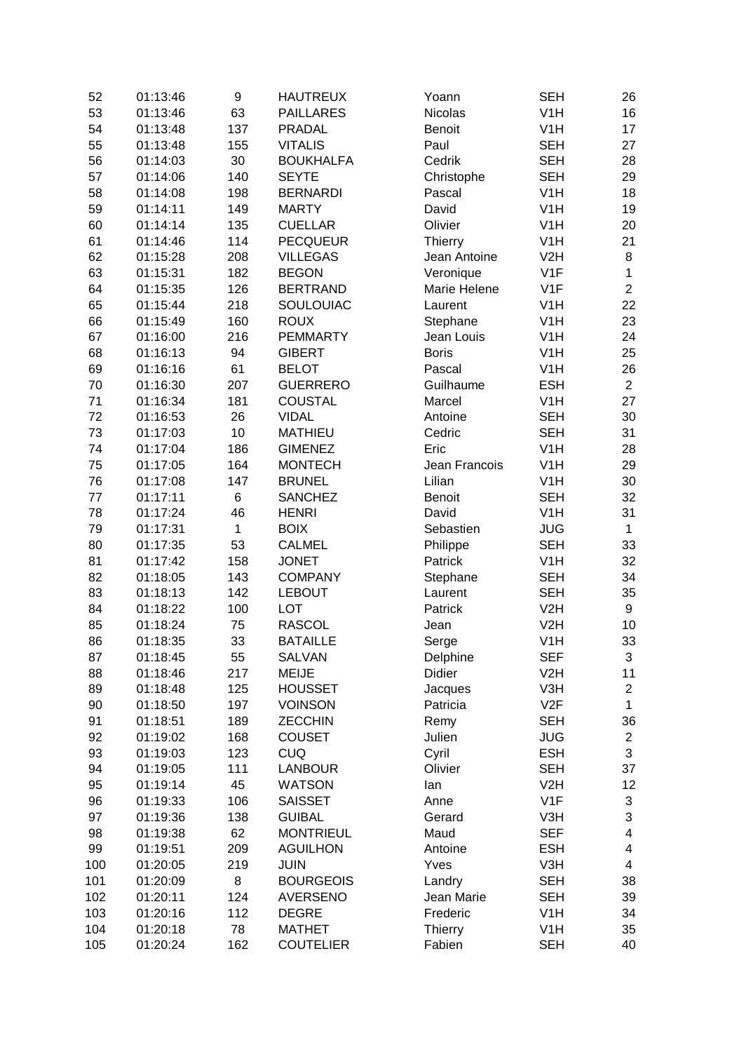| | | | | | | |
|---|---|---|---|---|---|---|
| 52 | 01:13:46 | 9 | HAUTREUX | Yoann | SEH | 26 |
| 53 | 01:13:46 | 63 | PAILLARES | Nicolas | V1H | 16 |
| 54 | 01:13:48 | 137 | PRADAL | Benoit | V1H | 17 |
| 55 | 01:13:48 | 155 | VITALIS | Paul | SEH | 27 |
| 56 | 01:14:03 | 30 | BOUKHALFA | Cedrik | SEH | 28 |
| 57 | 01:14:06 | 140 | SEYTE | Christophe | SEH | 29 |
| 58 | 01:14:08 | 198 | BERNARDI | Pascal | V1H | 18 |
| 59 | 01:14:11 | 149 | MARTY | David | V1H | 19 |
| 60 | 01:14:14 | 135 | CUELLAR | Olivier | V1H | 20 |
| 61 | 01:14:46 | 114 | PECQUEUR | Thierry | V1H | 21 |
| 62 | 01:15:28 | 208 | VILLEGAS | Jean Antoine | V2H | 8 |
| 63 | 01:15:31 | 182 | BEGON | Veronique | V1F | 1 |
| 64 | 01:15:35 | 126 | BERTRAND | Marie Helene | V1F | 2 |
| 65 | 01:15:44 | 218 | SOULOUIAC | Laurent | V1H | 22 |
| 66 | 01:15:49 | 160 | ROUX | Stephane | V1H | 23 |
| 67 | 01:16:00 | 216 | PEMMARTY | Jean Louis | V1H | 24 |
| 68 | 01:16:13 | 94 | GIBERT | Boris | V1H | 25 |
| 69 | 01:16:16 | 61 | BELOT | Pascal | V1H | 26 |
| 70 | 01:16:30 | 207 | GUERRERO | Guilhaume | ESH | 2 |
| 71 | 01:16:34 | 181 | COUSTAL | Marcel | V1H | 27 |
| 72 | 01:16:53 | 26 | VIDAL | Antoine | SEH | 30 |
| 73 | 01:17:03 | 10 | MATHIEU | Cedric | SEH | 31 |
| 74 | 01:17:04 | 186 | GIMENEZ | Eric | V1H | 28 |
| 75 | 01:17:05 | 164 | MONTECH | Jean Francois | V1H | 29 |
| 76 | 01:17:08 | 147 | BRUNEL | Lilian | V1H | 30 |
| 77 | 01:17:11 | 6 | SANCHEZ | Benoit | SEH | 32 |
| 78 | 01:17:24 | 46 | HENRI | David | V1H | 31 |
| 79 | 01:17:31 | 1 | BOIX | Sebastien | JUG | 1 |
| 80 | 01:17:35 | 53 | CALMEL | Philippe | SEH | 33 |
| 81 | 01:17:42 | 158 | JONET | Patrick | V1H | 32 |
| 82 | 01:18:05 | 143 | COMPANY | Stephane | SEH | 34 |
| 83 | 01:18:13 | 142 | LEBOUT | Laurent | SEH | 35 |
| 84 | 01:18:22 | 100 | LOT | Patrick | V2H | 9 |
| 85 | 01:18:24 | 75 | RASCOL | Jean | V2H | 10 |
| 86 | 01:18:35 | 33 | BATAILLE | Serge | V1H | 33 |
| 87 | 01:18:45 | 55 | SALVAN | Delphine | SEF | 3 |
| 88 | 01:18:46 | 217 | MEIJE | Didier | V2H | 11 |
| 89 | 01:18:48 | 125 | HOUSSET | Jacques | V3H | 2 |
| 90 | 01:18:50 | 197 | VOINSON | Patricia | V2F | 1 |
| 91 | 01:18:51 | 189 | ZECCHIN | Remy | SEH | 36 |
| 92 | 01:19:02 | 168 | COUSET | Julien | JUG | 2 |
| 93 | 01:19:03 | 123 | CUQ | Cyril | ESH | 3 |
| 94 | 01:19:05 | 111 | LANBOUR | Olivier | SEH | 37 |
| 95 | 01:19:14 | 45 | WATSON | Ian | V2H | 12 |
| 96 | 01:19:33 | 106 | SAISSET | Anne | V1F | 3 |
| 97 | 01:19:36 | 138 | GUIBAL | Gerard | V3H | 3 |
| 98 | 01:19:38 | 62 | MONTRIEUL | Maud | SEF | 4 |
| 99 | 01:19:51 | 209 | AGUILHON | Antoine | ESH | 4 |
| 100 | 01:20:05 | 219 | JUIN | Yves | V3H | 4 |
| 101 | 01:20:09 | 8 | BOURGEOIS | Landry | SEH | 38 |
| 102 | 01:20:11 | 124 | AVERSENO | Jean Marie | SEH | 39 |
| 103 | 01:20:16 | 112 | DEGRE | Frederic | V1H | 34 |
| 104 | 01:20:18 | 78 | MATHET | Thierry | V1H | 35 |
| 105 | 01:20:24 | 162 | COUTELIER | Fabien | SEH | 40 |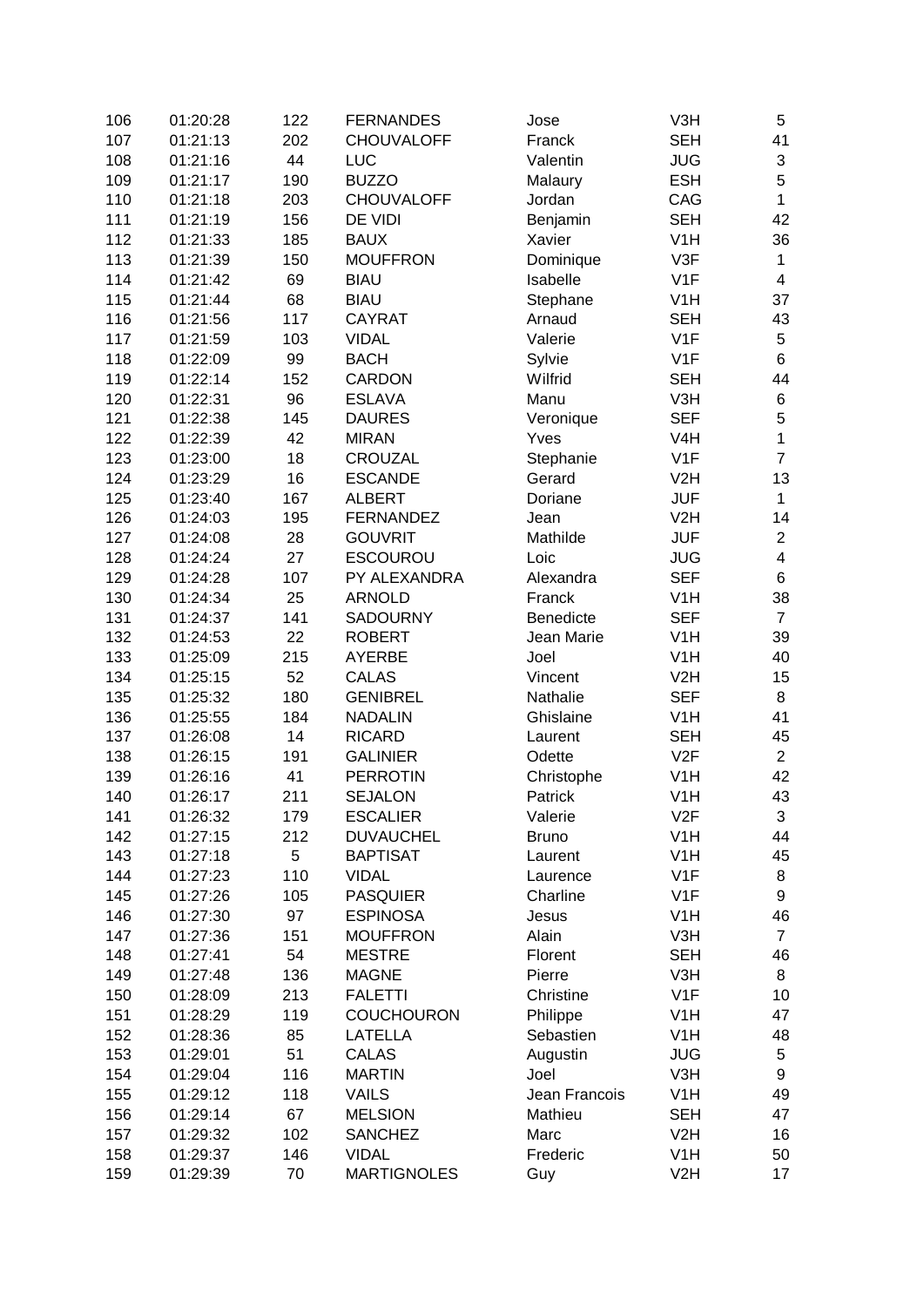| | | | | | | |
|---|---|---|---|---|---|---|
| 106 | 01:20:28 | 122 | FERNANDES | Jose | V3H | 5 |
| 107 | 01:21:13 | 202 | CHOUVALOFF | Franck | SEH | 41 |
| 108 | 01:21:16 | 44 | LUC | Valentin | JUG | 3 |
| 109 | 01:21:17 | 190 | BUZZO | Malaury | ESH | 5 |
| 110 | 01:21:18 | 203 | CHOUVALOFF | Jordan | CAG | 1 |
| 111 | 01:21:19 | 156 | DE VIDI | Benjamin | SEH | 42 |
| 112 | 01:21:33 | 185 | BAUX | Xavier | V1H | 36 |
| 113 | 01:21:39 | 150 | MOUFFRON | Dominique | V3F | 1 |
| 114 | 01:21:42 | 69 | BIAU | Isabelle | V1F | 4 |
| 115 | 01:21:44 | 68 | BIAU | Stephane | V1H | 37 |
| 116 | 01:21:56 | 117 | CAYRAT | Arnaud | SEH | 43 |
| 117 | 01:21:59 | 103 | VIDAL | Valerie | V1F | 5 |
| 118 | 01:22:09 | 99 | BACH | Sylvie | V1F | 6 |
| 119 | 01:22:14 | 152 | CARDON | Wilfrid | SEH | 44 |
| 120 | 01:22:31 | 96 | ESLAVA | Manu | V3H | 6 |
| 121 | 01:22:38 | 145 | DAURES | Veronique | SEF | 5 |
| 122 | 01:22:39 | 42 | MIRAN | Yves | V4H | 1 |
| 123 | 01:23:00 | 18 | CROUZAL | Stephanie | V1F | 7 |
| 124 | 01:23:29 | 16 | ESCANDE | Gerard | V2H | 13 |
| 125 | 01:23:40 | 167 | ALBERT | Doriane | JUF | 1 |
| 126 | 01:24:03 | 195 | FERNANDEZ | Jean | V2H | 14 |
| 127 | 01:24:08 | 28 | GOUVRIT | Mathilde | JUF | 2 |
| 128 | 01:24:24 | 27 | ESCOUROU | Loic | JUG | 4 |
| 129 | 01:24:28 | 107 | PY ALEXANDRA | Alexandra | SEF | 6 |
| 130 | 01:24:34 | 25 | ARNOLD | Franck | V1H | 38 |
| 131 | 01:24:37 | 141 | SADOURNY | Benedicte | SEF | 7 |
| 132 | 01:24:53 | 22 | ROBERT | Jean Marie | V1H | 39 |
| 133 | 01:25:09 | 215 | AYERBE | Joel | V1H | 40 |
| 134 | 01:25:15 | 52 | CALAS | Vincent | V2H | 15 |
| 135 | 01:25:32 | 180 | GENIBREL | Nathalie | SEF | 8 |
| 136 | 01:25:55 | 184 | NADALIN | Ghislaine | V1H | 41 |
| 137 | 01:26:08 | 14 | RICARD | Laurent | SEH | 45 |
| 138 | 01:26:15 | 191 | GALINIER | Odette | V2F | 2 |
| 139 | 01:26:16 | 41 | PERROTIN | Christophe | V1H | 42 |
| 140 | 01:26:17 | 211 | SEJALON | Patrick | V1H | 43 |
| 141 | 01:26:32 | 179 | ESCALIER | Valerie | V2F | 3 |
| 142 | 01:27:15 | 212 | DUVAUCHEL | Bruno | V1H | 44 |
| 143 | 01:27:18 | 5 | BAPTISAT | Laurent | V1H | 45 |
| 144 | 01:27:23 | 110 | VIDAL | Laurence | V1F | 8 |
| 145 | 01:27:26 | 105 | PASQUIER | Charline | V1F | 9 |
| 146 | 01:27:30 | 97 | ESPINOSA | Jesus | V1H | 46 |
| 147 | 01:27:36 | 151 | MOUFFRON | Alain | V3H | 7 |
| 148 | 01:27:41 | 54 | MESTRE | Florent | SEH | 46 |
| 149 | 01:27:48 | 136 | MAGNE | Pierre | V3H | 8 |
| 150 | 01:28:09 | 213 | FALETTI | Christine | V1F | 10 |
| 151 | 01:28:29 | 119 | COUCHOURON | Philippe | V1H | 47 |
| 152 | 01:28:36 | 85 | LATELLA | Sebastien | V1H | 48 |
| 153 | 01:29:01 | 51 | CALAS | Augustin | JUG | 5 |
| 154 | 01:29:04 | 116 | MARTIN | Joel | V3H | 9 |
| 155 | 01:29:12 | 118 | VAILS | Jean Francois | V1H | 49 |
| 156 | 01:29:14 | 67 | MELSION | Mathieu | SEH | 47 |
| 157 | 01:29:32 | 102 | SANCHEZ | Marc | V2H | 16 |
| 158 | 01:29:37 | 146 | VIDAL | Frederic | V1H | 50 |
| 159 | 01:29:39 | 70 | MARTIGNOLES | Guy | V2H | 17 |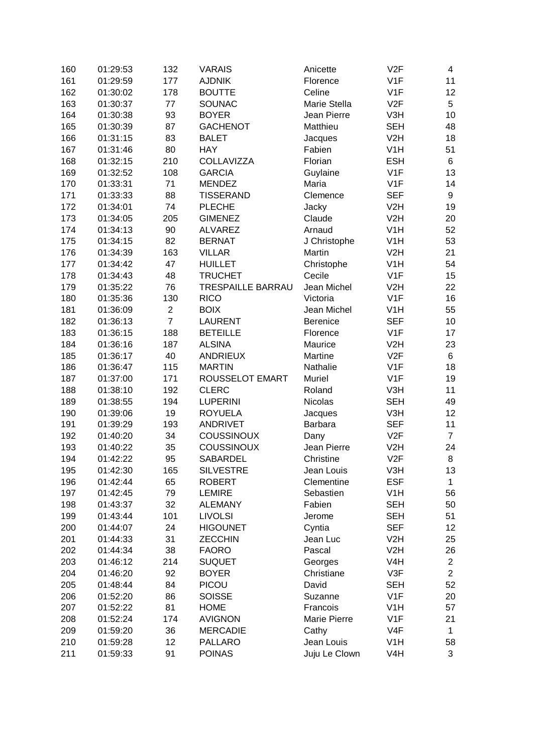| | | | | | | |
|---|---|---|---|---|---|---|
| 160 | 01:29:53 | 132 | VARAIS | Anicette | V2F | 4 |
| 161 | 01:29:59 | 177 | AJDNIK | Florence | V1F | 11 |
| 162 | 01:30:02 | 178 | BOUTTE | Celine | V1F | 12 |
| 163 | 01:30:37 | 77 | SOUNAC | Marie Stella | V2F | 5 |
| 164 | 01:30:38 | 93 | BOYER | Jean Pierre | V3H | 10 |
| 165 | 01:30:39 | 87 | GACHENOT | Matthieu | SEH | 48 |
| 166 | 01:31:15 | 83 | BALET | Jacques | V2H | 18 |
| 167 | 01:31:46 | 80 | HAY | Fabien | V1H | 51 |
| 168 | 01:32:15 | 210 | COLLAVIZZA | Florian | ESH | 6 |
| 169 | 01:32:52 | 108 | GARCIA | Guylaine | V1F | 13 |
| 170 | 01:33:31 | 71 | MENDEZ | Maria | V1F | 14 |
| 171 | 01:33:33 | 88 | TISSERAND | Clemence | SEF | 9 |
| 172 | 01:34:01 | 74 | PLECHE | Jacky | V2H | 19 |
| 173 | 01:34:05 | 205 | GIMENEZ | Claude | V2H | 20 |
| 174 | 01:34:13 | 90 | ALVAREZ | Arnaud | V1H | 52 |
| 175 | 01:34:15 | 82 | BERNAT | J Christophe | V1H | 53 |
| 176 | 01:34:39 | 163 | VILLAR | Martin | V2H | 21 |
| 177 | 01:34:42 | 47 | HUILLET | Christophe | V1H | 54 |
| 178 | 01:34:43 | 48 | TRUCHET | Cecile | V1F | 15 |
| 179 | 01:35:22 | 76 | TRESPAILLE BARRAU | Jean Michel | V2H | 22 |
| 180 | 01:35:36 | 130 | RICO | Victoria | V1F | 16 |
| 181 | 01:36:09 | 2 | BOIX | Jean Michel | V1H | 55 |
| 182 | 01:36:13 | 7 | LAURENT | Berenice | SEF | 10 |
| 183 | 01:36:15 | 188 | BETEILLE | Florence | V1F | 17 |
| 184 | 01:36:16 | 187 | ALSINA | Maurice | V2H | 23 |
| 185 | 01:36:17 | 40 | ANDRIEUX | Martine | V2F | 6 |
| 186 | 01:36:47 | 115 | MARTIN | Nathalie | V1F | 18 |
| 187 | 01:37:00 | 171 | ROUSSELOT EMART | Muriel | V1F | 19 |
| 188 | 01:38:10 | 192 | CLERC | Roland | V3H | 11 |
| 189 | 01:38:55 | 194 | LUPERINI | Nicolas | SEH | 49 |
| 190 | 01:39:06 | 19 | ROYUELA | Jacques | V3H | 12 |
| 191 | 01:39:29 | 193 | ANDRIVET | Barbara | SEF | 11 |
| 192 | 01:40:20 | 34 | COUSSINOUX | Dany | V2F | 7 |
| 193 | 01:40:22 | 35 | COUSSINOUX | Jean Pierre | V2H | 24 |
| 194 | 01:42:22 | 95 | SABARDEL | Christine | V2F | 8 |
| 195 | 01:42:30 | 165 | SILVESTRE | Jean Louis | V3H | 13 |
| 196 | 01:42:44 | 65 | ROBERT | Clementine | ESF | 1 |
| 197 | 01:42:45 | 79 | LEMIRE | Sebastien | V1H | 56 |
| 198 | 01:43:37 | 32 | ALEMANY | Fabien | SEH | 50 |
| 199 | 01:43:44 | 101 | LIVOLSI | Jerome | SEH | 51 |
| 200 | 01:44:07 | 24 | HIGOUNET | Cyntia | SEF | 12 |
| 201 | 01:44:33 | 31 | ZECCHIN | Jean Luc | V2H | 25 |
| 202 | 01:44:34 | 38 | FAORO | Pascal | V2H | 26 |
| 203 | 01:46:12 | 214 | SUQUET | Georges | V4H | 2 |
| 204 | 01:46:20 | 92 | BOYER | Christiane | V3F | 2 |
| 205 | 01:48:44 | 84 | PICOU | David | SEH | 52 |
| 206 | 01:52:20 | 86 | SOISSE | Suzanne | V1F | 20 |
| 207 | 01:52:22 | 81 | HOME | Francois | V1H | 57 |
| 208 | 01:52:24 | 174 | AVIGNON | Marie Pierre | V1F | 21 |
| 209 | 01:59:20 | 36 | MERCADIE | Cathy | V4F | 1 |
| 210 | 01:59:28 | 12 | PALLARO | Jean Louis | V1H | 58 |
| 211 | 01:59:33 | 91 | POINAS | Juju Le Clown | V4H | 3 |